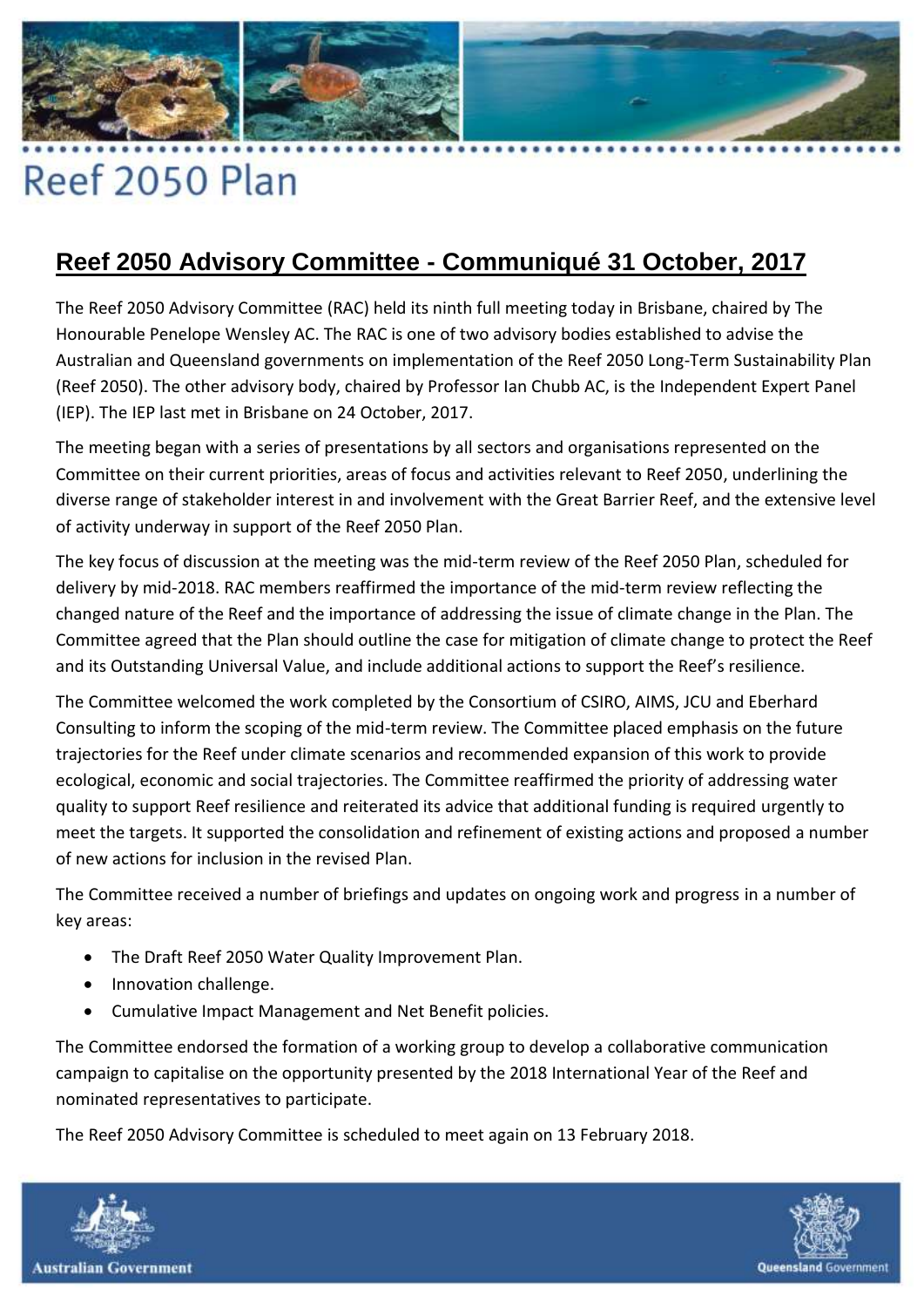# Reef 2050 Plan

## Reef 2050 Advisory Committee - Communiqué 31 October, 2017

The Reef 2050 Advisory Committee (RAC) held its ninth full meeting today in Brisbane, chaired by The Honourable Penelope Wensley AC. The RAC is one of two advisory bodies established to advise the Australian and Queensland governments on implementation of the Reef 2050 Long-Term Sustainability Plan (Reef 2050). The other advisory body, chaired by Professor Ian Chubb AC, is the Independent Expert Panel (IEP). The IEP last met in Brisbane on 24 October, 2017.

The meeting began with a series of presentations by all sectors and organisations represented on the Committee on their current priorities, areas of focus and activities relevant to Reef 2050, underlining the diverse range of stakeholder interest in and involvement with the Great Barrier Reef, and the extensive level of activity underway in support of the Reef 2050 Plan.

The key focus of discussion at the meeting was the mid-term review of the Reef 2050 Plan, scheduled for delivery by mid-2018. RAC members reaffirmed the importance of the mid-term review reflecting the changed nature of the Reef and the importance of addressing the issue of climate change in the Plan. The Committee agreed that the Plan should outline the case for mitigation of climate change to protect the Reef and its Outstanding Universal Value, and include additional actions to support the Reef's resilience.

The Committee welcomed the work completed by the Consortium of CSIRO, AIMS, JCU and Eberhard Consulting to inform the scoping of the mid-term review. The Committee placed emphasis on the future trajectories for the Reef under climate scenarios and recommended expansion of this work to provide ecological, economic and social trajectories. The Committee reaffirmed the priority of addressing water quality to support Reef resilience and reiterated its advice that additional funding is required urgently to meet the targets. It supported the consolidation and refinement of existing actions and proposed a number of new actions for inclusion in the revised Plan.

The Committee received a number of briefings and updates on ongoing work and progress in a number of key areas:

- The Draft Reef 2050 Water Quality Improvement Plan.
- Innovation challenge.
- Cumulative Impact Management and Net Benefit policies.

The Committee endorsed the formation of a working group to develop a collaborative communication campaign to capitalise on the opportunity presented by the 2018 International Year of the Reef and nominated representatives to participate.

The Reef 2050 Advisory Committee is scheduled to meet again on 13 February 2018.

Australian Government

Queensland Government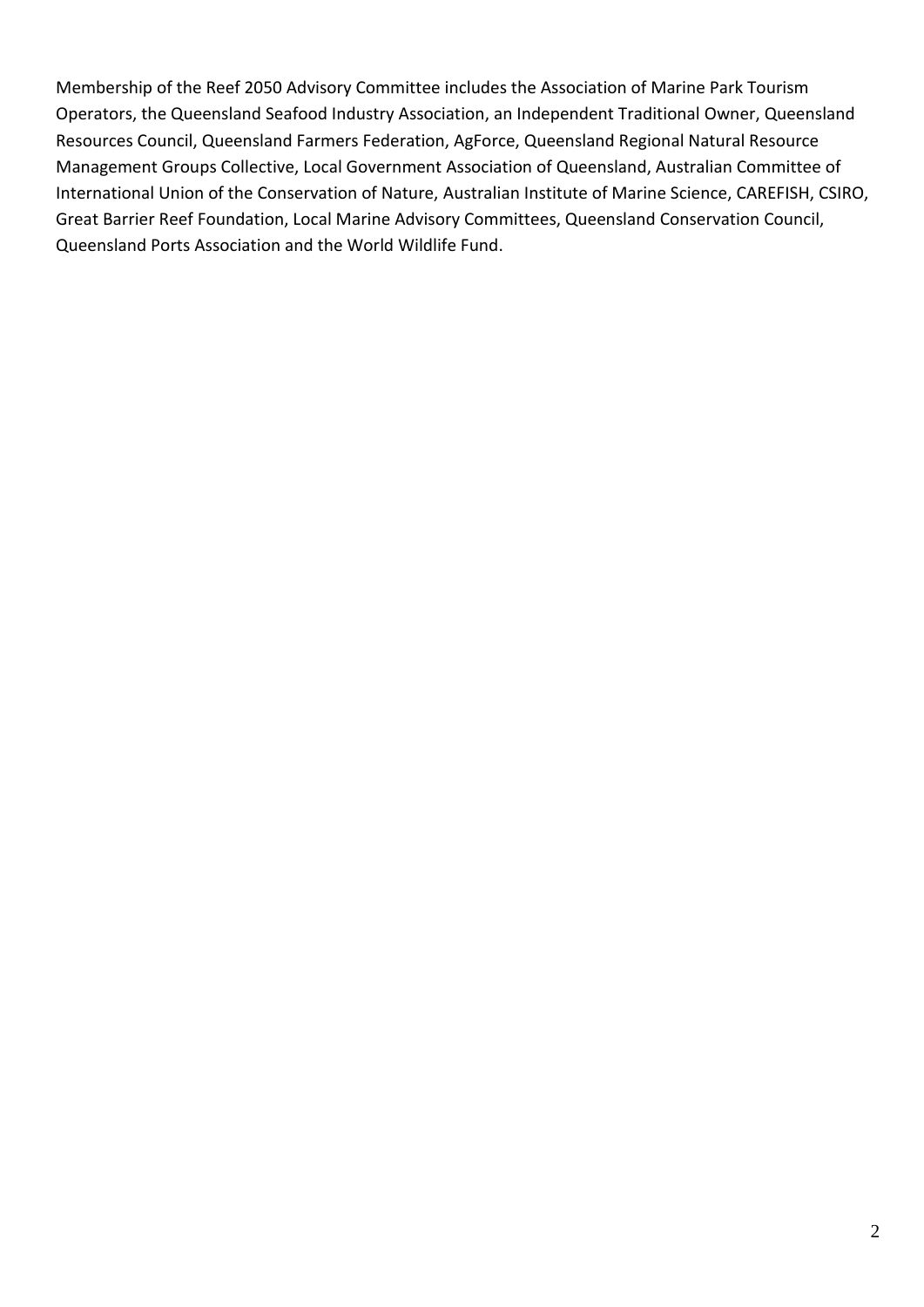Membership of the Reef 2050 Advisory Committee includes the Association of Marine Park Tourism Operators, the Queensland Seafood Industry Association, an Independent Traditional Owner, Queensland Resources Council, Queensland Farmers Federation, AgForce, Queensland Regional Natural Resource Management Groups Collective, Local Government Association of Queensland, Australian Committee of International Union of the Conservation of Nature, Australian Institute of Marine Science, CAREFISH, CSIRO, Great Barrier Reef Foundation, Local Marine Advisory Committees, Queensland Conservation Council, Queensland Ports Association and the World Wildlife Fund.